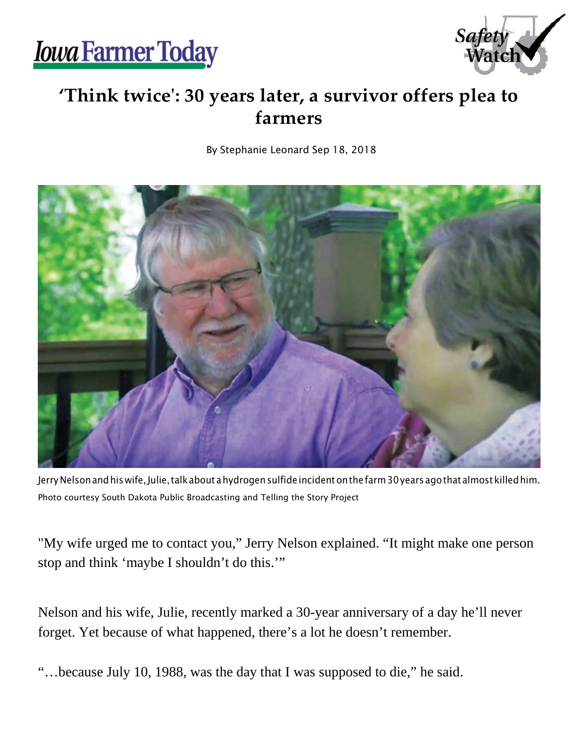Iowa Farmer Today

Safety Watch

# 'Think twice': 30 years later, a survivor offers plea to farmers

By Stephanie Leonard Sep 18, 2018

Jerry Nelson and his wife, Julie, talk about a hydrogen sulfide incident on the farm 30 years ago that almost killed him.
Photo courtesy South Dakota Public Broadcasting and Telling the Story Project

"My wife urged me to contact you," Jerry Nelson explained. "It might make one person stop and think 'maybe I shouldn't do this.'"

Nelson and his wife, Julie, recently marked a 30-year anniversary of a day he'll never forget. Yet because of what happened, there's a lot he doesn't remember.

"…because July 10, 1988, was the day that I was supposed to die," he said.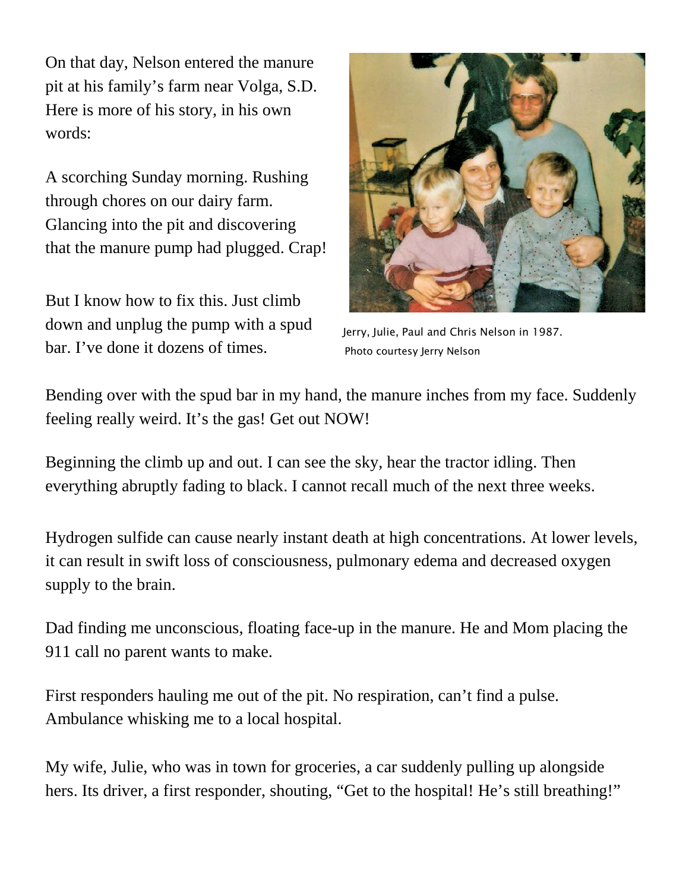On that day, Nelson entered the manure pit at his family's farm near Volga, S.D. Here is more of his story, in his own words:

A scorching Sunday morning. Rushing through chores on our dairy farm. Glancing into the pit and discovering that the manure pump had plugged. Crap!

But I know how to fix this. Just climb down and unplug the pump with a spud bar. I've done it dozens of times.

Jerry, Julie, Paul and Chris Nelson in 1987. Photo courtesy Jerry Nelson

Bending over with the spud bar in my hand, the manure inches from my face. Suddenly feeling really weird. It's the gas! Get out NOW!

Beginning the climb up and out. I can see the sky, hear the tractor idling. Then everything abruptly fading to black. I cannot recall much of the next three weeks.

Hydrogen sulfide can cause nearly instant death at high concentrations. At lower levels, it can result in swift loss of consciousness, pulmonary edema and decreased oxygen supply to the brain.

Dad finding me unconscious, floating face-up in the manure. He and Mom placing the 911 call no parent wants to make.

First responders hauling me out of the pit. No respiration, can't find a pulse. Ambulance whisking me to a local hospital.

My wife, Julie, who was in town for groceries, a car suddenly pulling up alongside hers. Its driver, a first responder, shouting, "Get to the hospital! He's still breathing!"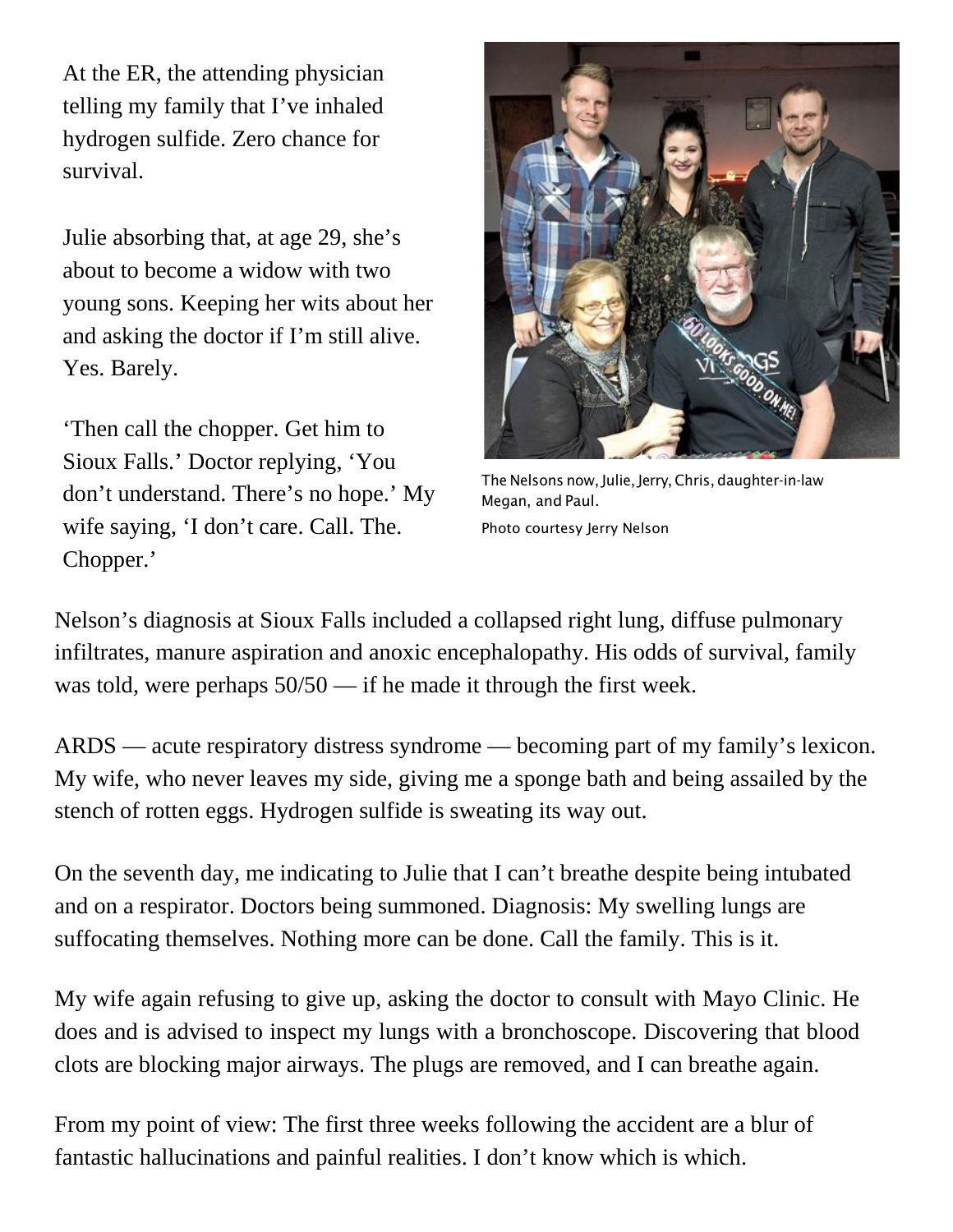At the ER, the attending physician telling my family that I've inhaled hydrogen sulfide. Zero chance for survival.

Julie absorbing that, at age 29, she's about to become a widow with two young sons. Keeping her wits about her and asking the doctor if I'm still alive. Yes. Barely.

'Then call the chopper. Get him to Sioux Falls.' Doctor replying, 'You don't understand. There's no hope.' My wife saying, 'I don't care. Call. The. Chopper.'

The Nelsons now, Julie, Jerry, Chris, daughter-in-law Megan, and Paul.

Photo courtesy Jerry Nelson

Nelson's diagnosis at Sioux Falls included a collapsed right lung, diffuse pulmonary infiltrates, manure aspiration and anoxic encephalopathy. His odds of survival, family was told, were perhaps 50/50 — if he made it through the first week.

ARDS — acute respiratory distress syndrome — becoming part of my family's lexicon. My wife, who never leaves my side, giving me a sponge bath and being assailed by the stench of rotten eggs. Hydrogen sulfide is sweating its way out.

On the seventh day, me indicating to Julie that I can't breathe despite being intubated and on a respirator. Doctors being summoned. Diagnosis: My swelling lungs are suffocating themselves. Nothing more can be done. Call the family. This is it.

My wife again refusing to give up, asking the doctor to consult with Mayo Clinic. He does and is advised to inspect my lungs with a bronchoscope. Discovering that blood clots are blocking major airways. The plugs are removed, and I can breathe again.

From my point of view: The first three weeks following the accident are a blur of fantastic hallucinations and painful realities. I don't know which is which.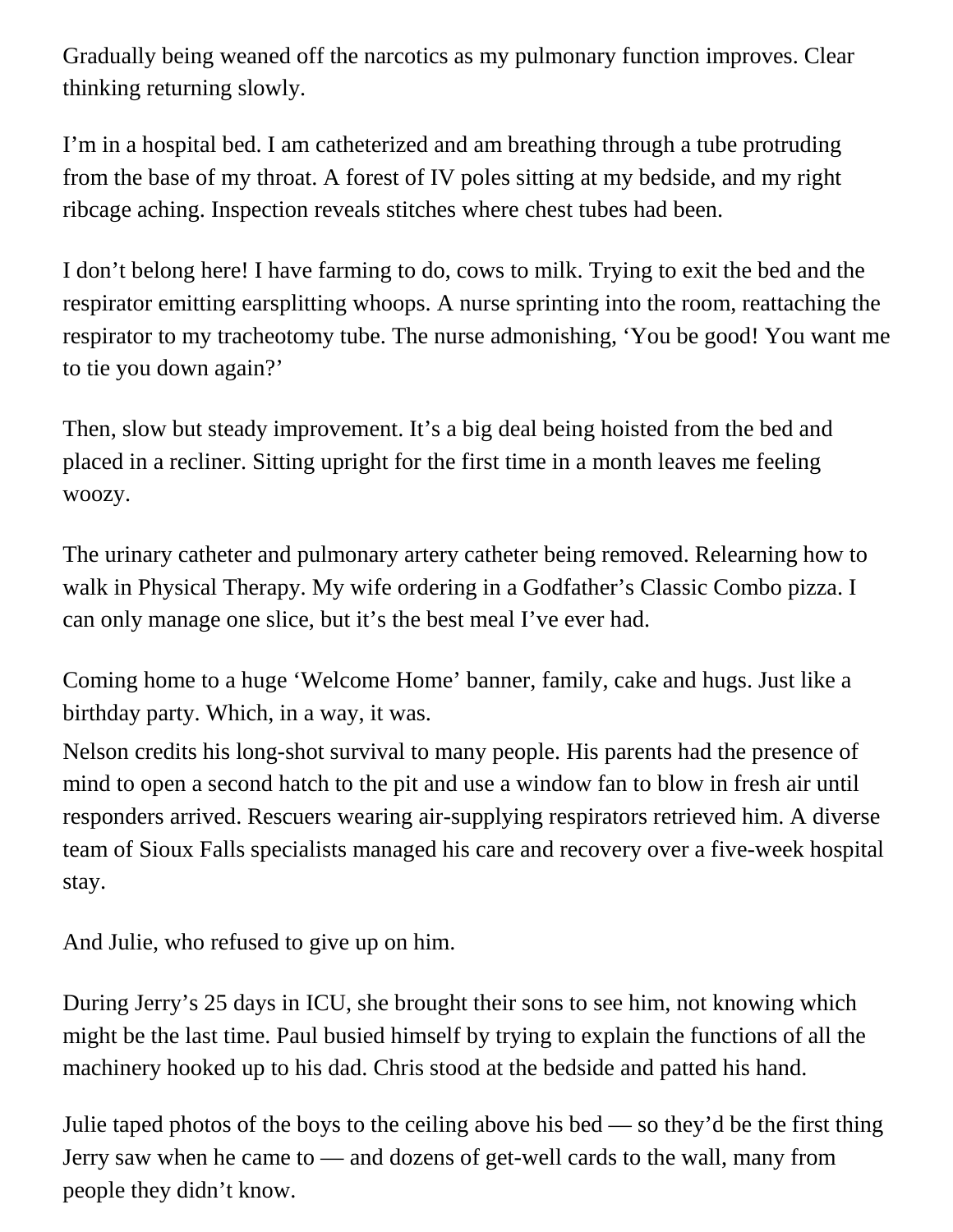Gradually being weaned off the narcotics as my pulmonary function improves. Clear thinking returning slowly.

I'm in a hospital bed. I am catheterized and am breathing through a tube protruding from the base of my throat. A forest of IV poles sitting at my bedside, and my right ribcage aching. Inspection reveals stitches where chest tubes had been.

I don't belong here! I have farming to do, cows to milk. Trying to exit the bed and the respirator emitting earsplitting whoops. A nurse sprinting into the room, reattaching the respirator to my tracheotomy tube. The nurse admonishing, 'You be good! You want me to tie you down again?'

Then, slow but steady improvement. It's a big deal being hoisted from the bed and placed in a recliner. Sitting upright for the first time in a month leaves me feeling woozy.

The urinary catheter and pulmonary artery catheter being removed. Relearning how to walk in Physical Therapy. My wife ordering in a Godfather's Classic Combo pizza. I can only manage one slice, but it's the best meal I've ever had.

Coming home to a huge 'Welcome Home' banner, family, cake and hugs. Just like a birthday party. Which, in a way, it was.

Nelson credits his long-shot survival to many people. His parents had the presence of mind to open a second hatch to the pit and use a window fan to blow in fresh air until responders arrived. Rescuers wearing air-supplying respirators retrieved him. A diverse team of Sioux Falls specialists managed his care and recovery over a five-week hospital stay.

And Julie, who refused to give up on him.

During Jerry's 25 days in ICU, she brought their sons to see him, not knowing which might be the last time. Paul busied himself by trying to explain the functions of all the machinery hooked up to his dad. Chris stood at the bedside and patted his hand.

Julie taped photos of the boys to the ceiling above his bed — so they'd be the first thing Jerry saw when he came to — and dozens of get-well cards to the wall, many from people they didn't know.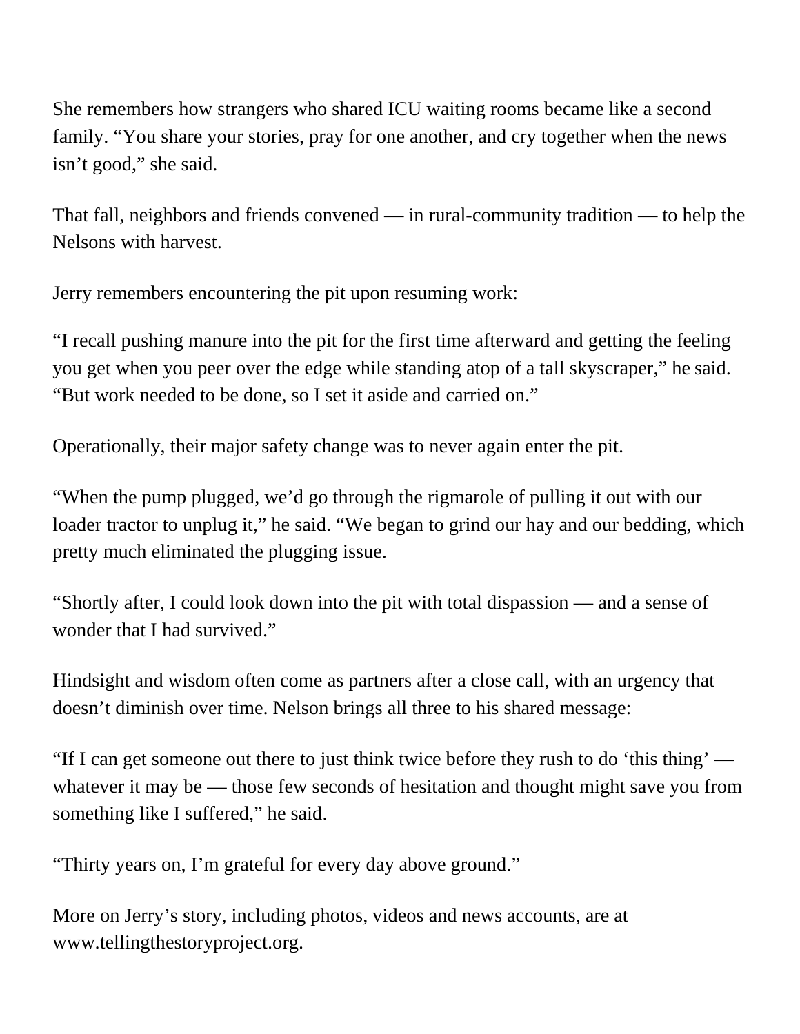She remembers how strangers who shared ICU waiting rooms became like a second family. “You share your stories, pray for one another, and cry together when the news isn’t good,” she said.

That fall, neighbors and friends convened — in rural-community tradition — to help the Nelsons with harvest.

Jerry remembers encountering the pit upon resuming work:

“I recall pushing manure into the pit for the first time afterward and getting the feeling you get when you peer over the edge while standing atop of a tall skyscraper,” he said. “But work needed to be done, so I set it aside and carried on.”

Operationally, their major safety change was to never again enter the pit.

“When the pump plugged, we’d go through the rigmarole of pulling it out with our loader tractor to unplug it,” he said. “We began to grind our hay and our bedding, which pretty much eliminated the plugging issue.

“Shortly after, I could look down into the pit with total dispassion — and a sense of wonder that I had survived.”

Hindsight and wisdom often come as partners after a close call, with an urgency that doesn’t diminish over time. Nelson brings all three to his shared message:

“If I can get someone out there to just think twice before they rush to do ‘this thing’ — whatever it may be — those few seconds of hesitation and thought might save you from something like I suffered,” he said.

“Thirty years on, I’m grateful for every day above ground.”

More on Jerry’s story, including photos, videos and news accounts, are at www.tellingthestoryproject.org.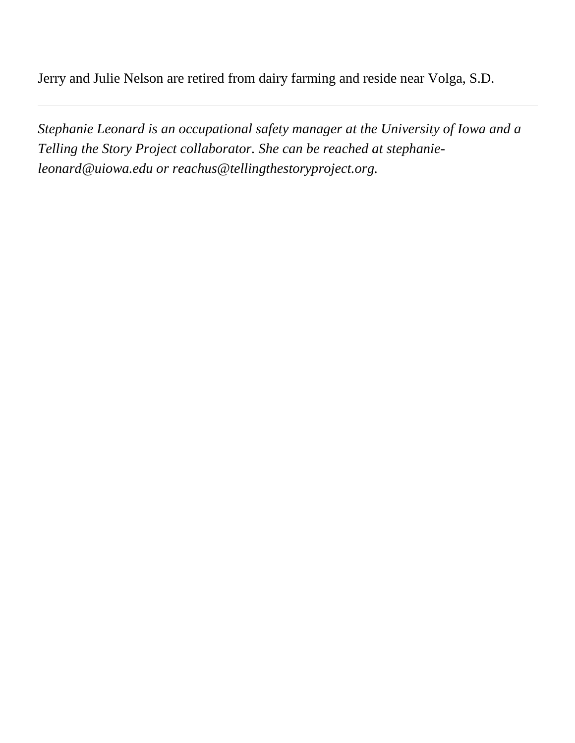Jerry and Julie Nelson are retired from dairy farming and reside near Volga, S.D.

---

*Stephanie Leonard is an occupational safety manager at the University of Iowa and a Telling the Story Project collaborator. She can be reached at stephanie-leonard@uiowa.edu or reachus@tellingthestoryproject.org.*